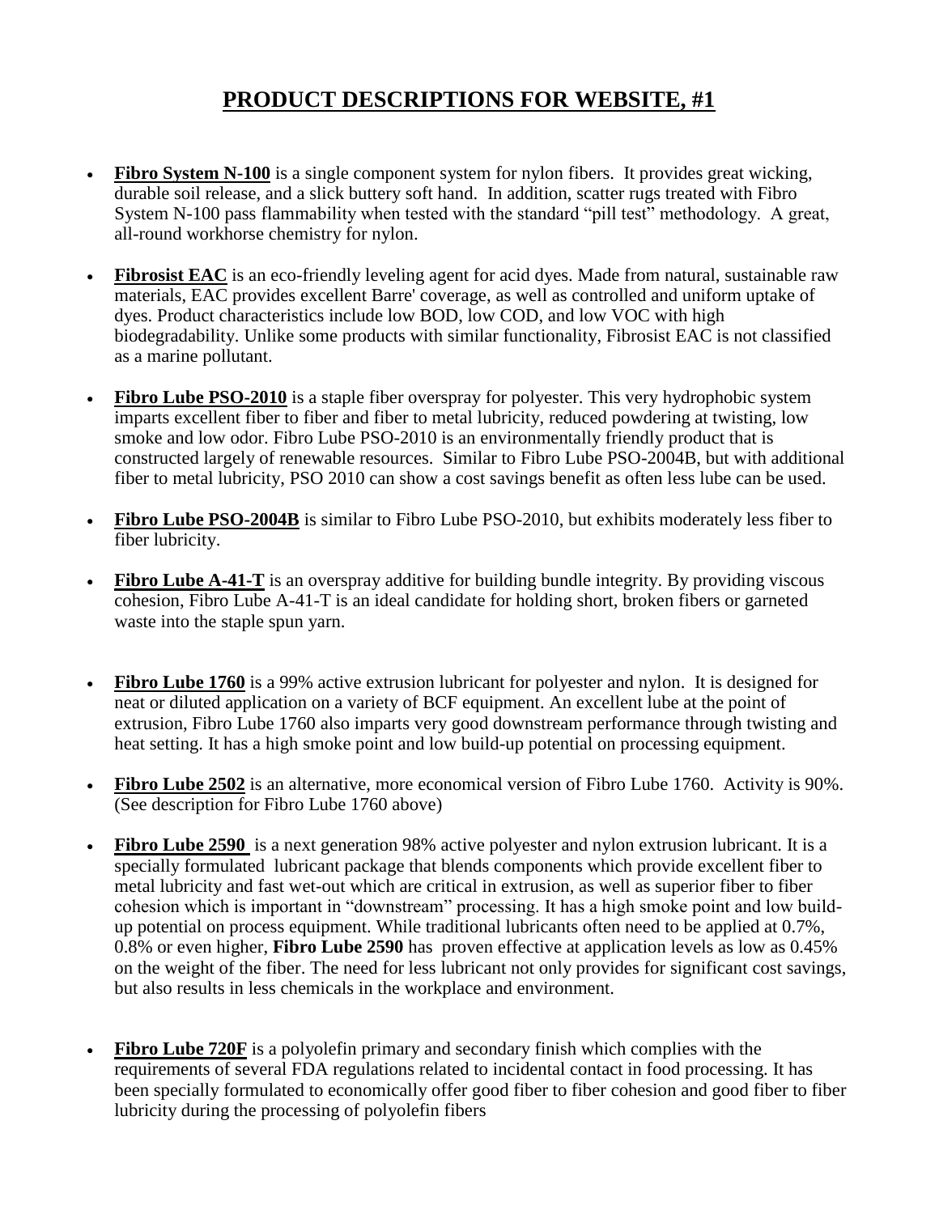# PRODUCT DESCRIPTIONS FOR WEBSITE, #1

- **Fibro System N-100** is a single component system for nylon fibers. It provides great wicking, durable soil release, and a slick buttery soft hand. In addition, scatter rugs treated with Fibro System N-100 pass flammability when tested with the standard "pill test" methodology. A great, all-round workhorse chemistry for nylon.

- **Fibrosist EAC** is an eco-friendly leveling agent for acid dyes. Made from natural, sustainable raw materials, EAC provides excellent Barre' coverage, as well as controlled and uniform uptake of dyes. Product characteristics include low BOD, low COD, and low VOC with high biodegradability. Unlike some products with similar functionality, Fibrosist EAC is not classified as a marine pollutant.

- **Fibro Lube PSO-2010** is a staple fiber overspray for polyester. This very hydrophobic system imparts excellent fiber to fiber and fiber to metal lubricity, reduced powdering at twisting, low smoke and low odor. Fibro Lube PSO-2010 is an environmentally friendly product that is constructed largely of renewable resources. Similar to Fibro Lube PSO-2004B, but with additional fiber to metal lubricity, PSO 2010 can show a cost savings benefit as often less lube can be used.

- **Fibro Lube PSO-2004B** is similar to Fibro Lube PSO-2010, but exhibits moderately less fiber to fiber lubricity.

- **Fibro Lube A-41-T** is an overspray additive for building bundle integrity. By providing viscous cohesion, Fibro Lube A-41-T is an ideal candidate for holding short, broken fibers or garneted waste into the staple spun yarn.

- **Fibro Lube 1760** is a 99% active extrusion lubricant for polyester and nylon. It is designed for neat or diluted application on a variety of BCF equipment. An excellent lube at the point of extrusion, Fibro Lube 1760 also imparts very good downstream performance through twisting and heat setting. It has a high smoke point and low build-up potential on processing equipment.

- **Fibro Lube 2502** is an alternative, more economical version of Fibro Lube 1760. Activity is 90%. (See description for Fibro Lube 1760 above)

- **Fibro Lube 2590** is a next generation 98% active polyester and nylon extrusion lubricant. It is a specially formulated lubricant package that blends components which provide excellent fiber to metal lubricity and fast wet-out which are critical in extrusion, as well as superior fiber to fiber cohesion which is important in "downstream" processing. It has a high smoke point and low build-up potential on process equipment. While traditional lubricants often need to be applied at 0.7%, 0.8% or even higher, **Fibro Lube 2590** has proven effective at application levels as low as 0.45% on the weight of the fiber. The need for less lubricant not only provides for significant cost savings, but also results in less chemicals in the workplace and environment.

- **Fibro Lube 720F** is a polyolefin primary and secondary finish which complies with the requirements of several FDA regulations related to incidental contact in food processing. It has been specially formulated to economically offer good fiber to fiber cohesion and good fiber to fiber lubricity during the processing of polyolefin fibers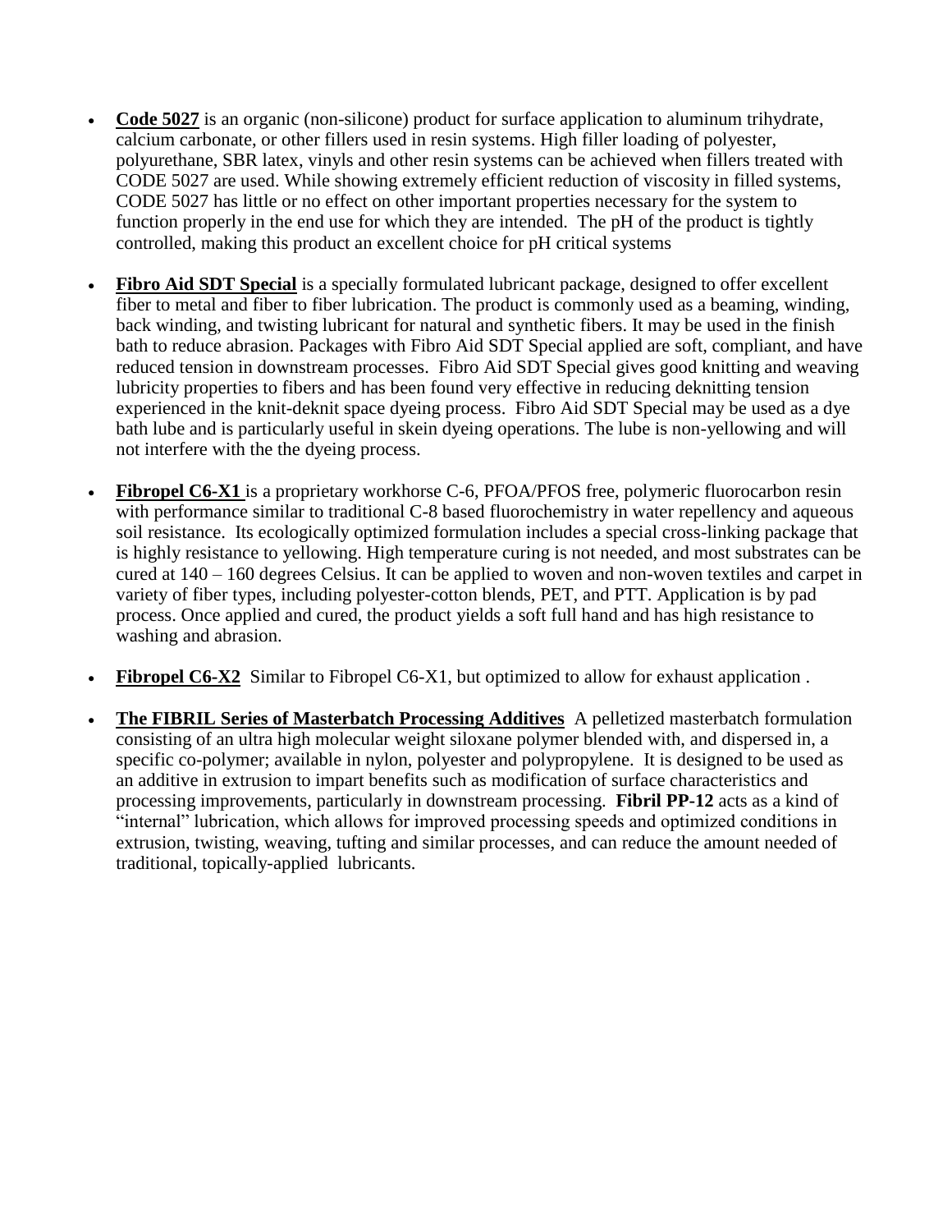- **Code 5027** is an organic (non-silicone) product for surface application to aluminum trihydrate, calcium carbonate, or other fillers used in resin systems. High filler loading of polyester, polyurethane, SBR latex, vinyls and other resin systems can be achieved when fillers treated with CODE 5027 are used. While showing extremely efficient reduction of viscosity in filled systems, CODE 5027 has little or no effect on other important properties necessary for the system to function properly in the end use for which they are intended. The pH of the product is tightly controlled, making this product an excellent choice for pH critical systems

- **Fibro Aid SDT Special** is a specially formulated lubricant package, designed to offer excellent fiber to metal and fiber to fiber lubrication. The product is commonly used as a beaming, winding, back winding, and twisting lubricant for natural and synthetic fibers. It may be used in the finish bath to reduce abrasion. Packages with Fibro Aid SDT Special applied are soft, compliant, and have reduced tension in downstream processes. Fibro Aid SDT Special gives good knitting and weaving lubricity properties to fibers and has been found very effective in reducing deknitting tension experienced in the knit-deknit space dyeing process. Fibro Aid SDT Special may be used as a dye bath lube and is particularly useful in skein dyeing operations. The lube is non-yellowing and will not interfere with the the dyeing process.

- **Fibropel C6-X1** is a proprietary workhorse C-6, PFOA/PFOS free, polymeric fluorocarbon resin with performance similar to traditional C-8 based fluorochemistry in water repellency and aqueous soil resistance. Its ecologically optimized formulation includes a special cross-linking package that is highly resistance to yellowing. High temperature curing is not needed, and most substrates can be cured at 140 – 160 degrees Celsius. It can be applied to woven and non-woven textiles and carpet in variety of fiber types, including polyester-cotton blends, PET, and PTT. Application is by pad process. Once applied and cured, the product yields a soft full hand and has high resistance to washing and abrasion.

- **Fibropel C6-X2** Similar to Fibropel C6-X1, but optimized to allow for exhaust application .

- **The FIBRIL Series of Masterbatch Processing Additives** A pelletized masterbatch formulation consisting of an ultra high molecular weight siloxane polymer blended with, and dispersed in, a specific co-polymer; available in nylon, polyester and polypropylene. It is designed to be used as an additive in extrusion to impart benefits such as modification of surface characteristics and processing improvements, particularly in downstream processing. **Fibril PP-12** acts as a kind of "internal" lubrication, which allows for improved processing speeds and optimized conditions in extrusion, twisting, weaving, tufting and similar processes, and can reduce the amount needed of traditional, topically-applied lubricants.